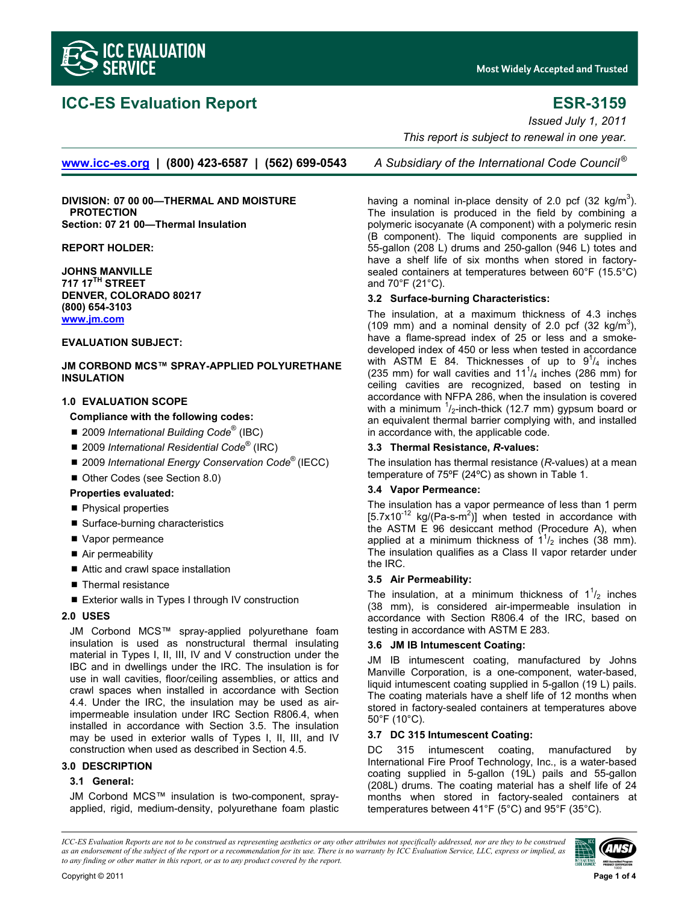# ICC-ES Evaluation Report

# ESR-3159

*Issued July 1, 2011*

*This report is subject to renewal in one year.*

www.icc-es.org | (800) 423-6587 | (562) 699-0543 *A Subsidiary of the International Code Council®*

**DIVISION: 07 00 00—THERMAL AND MOISTURE PROTECTION**
**Section: 07 21 00—Thermal Insulation**

**REPORT HOLDER:**

**JOHNS MANVILLE**
**717 17TH STREET**
**DENVER, COLORADO 80217**
**(800) 654-3103**
**www.jm.com**

**EVALUATION SUBJECT:**

**JM CORBOND MCS™ SPRAY-APPLIED POLYURETHANE INSULATION**

## 1.0 EVALUATION SCOPE

**Compliance with the following codes:**

- 2009 *International Building Code®* (IBC)
- 2009 *International Residential Code®* (IRC)
- 2009 *International Energy Conservation Code®* (IECC)
- Other Codes (see Section 8.0)

**Properties evaluated:**

- Physical properties
- Surface-burning characteristics
- Vapor permeance
- Air permeability
- Attic and crawl space installation
- Thermal resistance
- Exterior walls in Types I through IV construction

## 2.0 USES

JM Corbond MCS™ spray-applied polyurethane foam insulation is used as nonstructural thermal insulating material in Types I, II, III, IV and V construction under the IBC and in dwellings under the IRC. The insulation is for use in wall cavities, floor/ceiling assemblies, or attics and crawl spaces when installed in accordance with Section 4.4. Under the IRC, the insulation may be used as air-impermeable insulation under IRC Section R806.4, when installed in accordance with Section 3.5. The insulation may be used in exterior walls of Types I, II, III, and IV construction when used as described in Section 4.5.

## 3.0 DESCRIPTION

### 3.1 General:

JM Corbond MCS™ insulation is two-component, spray-applied, rigid, medium-density, polyurethane foam plastic having a nominal in-place density of 2.0 pcf (32 kg/m$^3$). The insulation is produced in the field by combining a polymeric isocyanate (A component) with a polymeric resin (B component). The liquid components are supplied in 55-gallon (208 L) drums and 250-gallon (946 L) totes and have a shelf life of six months when stored in factory-sealed containers at temperatures between 60°F (15.5°C) and 70°F (21°C).

### 3.2 Surface-burning Characteristics:

The insulation, at a maximum thickness of 4.3 inches (109 mm) and a nominal density of 2.0 pcf (32 kg/m$^3$), have a flame-spread index of 25 or less and a smoke-developed index of 450 or less when tested in accordance with ASTM E 84. Thicknesses of up to $9^1/_4$ inches (235 mm) for wall cavities and $11^1/_4$ inches (286 mm) for ceiling cavities are recognized, based on testing in accordance with NFPA 286, when the insulation is covered with a minimum $^1/_2$-inch-thick (12.7 mm) gypsum board or an equivalent thermal barrier complying with, and installed in accordance with, the applicable code.

### 3.3 Thermal Resistance, *R*-values:

The insulation has thermal resistance (*R*-values) at a mean temperature of 75ºF (24ºC) as shown in Table 1.

### 3.4 Vapor Permeance:

The insulation has a vapor permeance of less than 1 perm [$5.7 \times 10^{-12}$ kg/(Pa-s-m$^2$)] when tested in accordance with the ASTM E 96 desiccant method (Procedure A), when applied at a minimum thickness of $1^1/_2$ inches (38 mm). The insulation qualifies as a Class II vapor retarder under the IRC.

### 3.5 Air Permeability:

The insulation, at a minimum thickness of $1^1/_2$ inches (38 mm), is considered air-impermeable insulation in accordance with Section R806.4 of the IRC, based on testing in accordance with ASTM E 283.

### 3.6 JM IB Intumescent Coating:

JM IB intumescent coating, manufactured by Johns Manville Corporation, is a one-component, water-based, liquid intumescent coating supplied in 5-gallon (19 L) pails. The coating materials have a shelf life of 12 months when stored in factory-sealed containers at temperatures above 50°F (10°C).

### 3.7 DC 315 Intumescent Coating:

DC 315 intumescent coating, manufactured by International Fire Proof Technology, Inc., is a water-based coating supplied in 5-gallon (19L) pails and 55-gallon (208L) drums. The coating material has a shelf life of 24 months when stored in factory-sealed containers at temperatures between 41°F (5°C) and 95°F (35°C).

*ICC-ES Evaluation Reports are not to be construed as representing aesthetics or any other attributes not specifically addressed, nor are they to be construed as an endorsement of the subject of the report or a recommendation for its use. There is no warranty by ICC Evaluation Service, LLC, express or implied, as to any finding or other matter in this report, or as to any product covered by the report.*

Copyright © 2011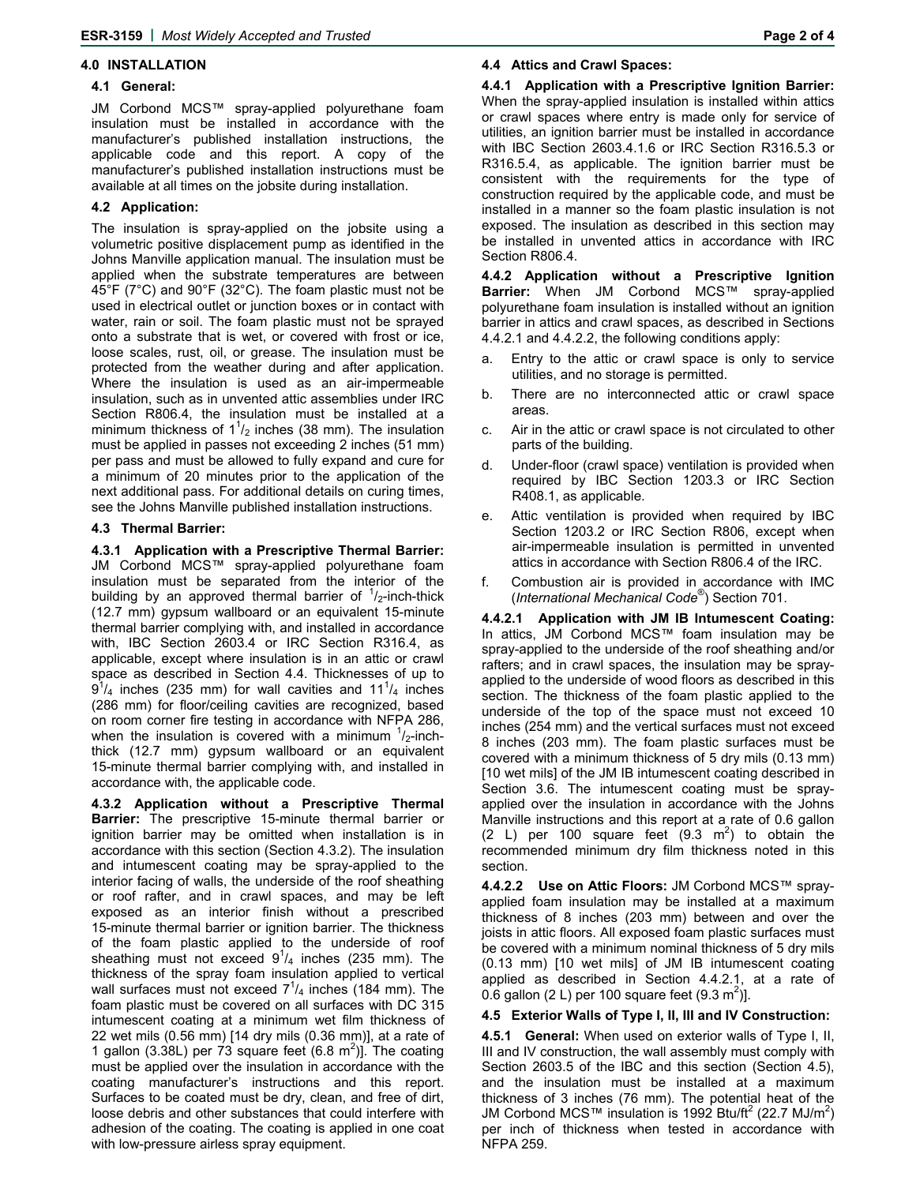## 4.0 INSTALLATION

### 4.1 General:

JM Corbond MCS™ spray-applied polyurethane foam insulation must be installed in accordance with the manufacturer's published installation instructions, the applicable code and this report. A copy of the manufacturer's published installation instructions must be available at all times on the jobsite during installation.

### 4.2 Application:

The insulation is spray-applied on the jobsite using a volumetric positive displacement pump as identified in the Johns Manville application manual. The insulation must be applied when the substrate temperatures are between 45°F (7°C) and 90°F (32°C). The foam plastic must not be used in electrical outlet or junction boxes or in contact with water, rain or soil. The foam plastic must not be sprayed onto a substrate that is wet, or covered with frost or ice, loose scales, rust, oil, or grease. The insulation must be protected from the weather during and after application. Where the insulation is used as an air-impermeable insulation, such as in unvented attic assemblies under IRC Section R806.4, the insulation must be installed at a minimum thickness of $1^1/_2$ inches (38 mm). The insulation must be applied in passes not exceeding 2 inches (51 mm) per pass and must be allowed to fully expand and cure for a minimum of 20 minutes prior to the application of the next additional pass. For additional details on curing times, see the Johns Manville published installation instructions.

### 4.3 Thermal Barrier:

**4.3.1 Application with a Prescriptive Thermal Barrier:** JM Corbond MCS™ spray-applied polyurethane foam insulation must be separated from the interior of the building by an approved thermal barrier of $^1/_2$-inch-thick (12.7 mm) gypsum wallboard or an equivalent 15-minute thermal barrier complying with, and installed in accordance with, IBC Section 2603.4 or IRC Section R316.4, as applicable, except where insulation is in an attic or crawl space as described in Section 4.4. Thicknesses of up to $9^1/_4$ inches (235 mm) for wall cavities and $11^1/_4$ inches (286 mm) for floor/ceiling cavities are recognized, based on room corner fire testing in accordance with NFPA 286, when the insulation is covered with a minimum $^1/_2$-inch-thick (12.7 mm) gypsum wallboard or an equivalent 15-minute thermal barrier complying with, and installed in accordance with, the applicable code.

**4.3.2 Application without a Prescriptive Thermal Barrier:** The prescriptive 15-minute thermal barrier or ignition barrier may be omitted when installation is in accordance with this section (Section 4.3.2). The insulation and intumescent coating may be spray-applied to the interior facing of walls, the underside of the roof sheathing or roof rafter, and in crawl spaces, and may be left exposed as an interior finish without a prescribed 15-minute thermal barrier or ignition barrier. The thickness of the foam plastic applied to the underside of roof sheathing must not exceed $9^1/_4$ inches (235 mm). The thickness of the spray foam insulation applied to vertical wall surfaces must not exceed $7^1/_4$ inches (184 mm). The foam plastic must be covered on all surfaces with DC 315 intumescent coating at a minimum wet film thickness of 22 wet mils (0.56 mm) [14 dry mils (0.36 mm)], at a rate of 1 gallon (3.38L) per 73 square feet (6.8 m$^2$)]. The coating must be applied over the insulation in accordance with the coating manufacturer's instructions and this report. Surfaces to be coated must be dry, clean, and free of dirt, loose debris and other substances that could interfere with adhesion of the coating. The coating is applied in one coat with low-pressure airless spray equipment.

### 4.4 Attics and Crawl Spaces:

**4.4.1 Application with a Prescriptive Ignition Barrier:** When the spray-applied insulation is installed within attics or crawl spaces where entry is made only for service of utilities, an ignition barrier must be installed in accordance with IBC Section 2603.4.1.6 or IRC Section R316.5.3 or R316.5.4, as applicable. The ignition barrier must be consistent with the requirements for the type of construction required by the applicable code, and must be installed in a manner so the foam plastic insulation is not exposed. The insulation as described in this section may be installed in unvented attics in accordance with IRC Section R806.4.

**4.4.2 Application without a Prescriptive Ignition Barrier:** When JM Corbond MCS™ spray-applied polyurethane foam insulation is installed without an ignition barrier in attics and crawl spaces, as described in Sections 4.4.2.1 and 4.4.2.2, the following conditions apply:

a. Entry to the attic or crawl space is only to service utilities, and no storage is permitted.

b. There are no interconnected attic or crawl space areas.

c. Air in the attic or crawl space is not circulated to other parts of the building.

d. Under-floor (crawl space) ventilation is provided when required by IBC Section 1203.3 or IRC Section R408.1, as applicable.

e. Attic ventilation is provided when required by IBC Section 1203.2 or IRC Section R806, except when air-impermeable insulation is permitted in unvented attics in accordance with Section R806.4 of the IRC.

f. Combustion air is provided in accordance with IMC (*International Mechanical Code*®) Section 701.

**4.4.2.1 Application with JM IB Intumescent Coating:** In attics, JM Corbond MCS™ foam insulation may be spray-applied to the underside of the roof sheathing and/or rafters; and in crawl spaces, the insulation may be spray-applied to the underside of wood floors as described in this section. The thickness of the foam plastic applied to the underside of the top of the space must not exceed 10 inches (254 mm) and the vertical surfaces must not exceed 8 inches (203 mm). The foam plastic surfaces must be covered with a minimum thickness of 5 dry mils (0.13 mm) [10 wet mils] of the JM IB intumescent coating described in Section 3.6. The intumescent coating must be spray-applied over the insulation in accordance with the Johns Manville instructions and this report at a rate of 0.6 gallon (2 L) per 100 square feet (9.3 m$^2$) to obtain the recommended minimum dry film thickness noted in this section.

**4.4.2.2 Use on Attic Floors:** JM Corbond MCS™ spray-applied foam insulation may be installed at a maximum thickness of 8 inches (203 mm) between and over the joists in attic floors. All exposed foam plastic surfaces must be covered with a minimum nominal thickness of 5 dry mils (0.13 mm) [10 wet mils] of JM IB intumescent coating applied as described in Section 4.4.2.1, at a rate of 0.6 gallon (2 L) per 100 square feet (9.3 m$^2$)].

### 4.5 Exterior Walls of Type I, II, III and IV Construction:

**4.5.1 General:** When used on exterior walls of Type I, II, III and IV construction, the wall assembly must comply with Section 2603.5 of the IBC and this section (Section 4.5), and the insulation must be installed at a maximum thickness of 3 inches (76 mm). The potential heat of the JM Corbond MCS™ insulation is 1992 Btu/ft$^2$ (22.7 MJ/m$^2$) per inch of thickness when tested in accordance with NFPA 259.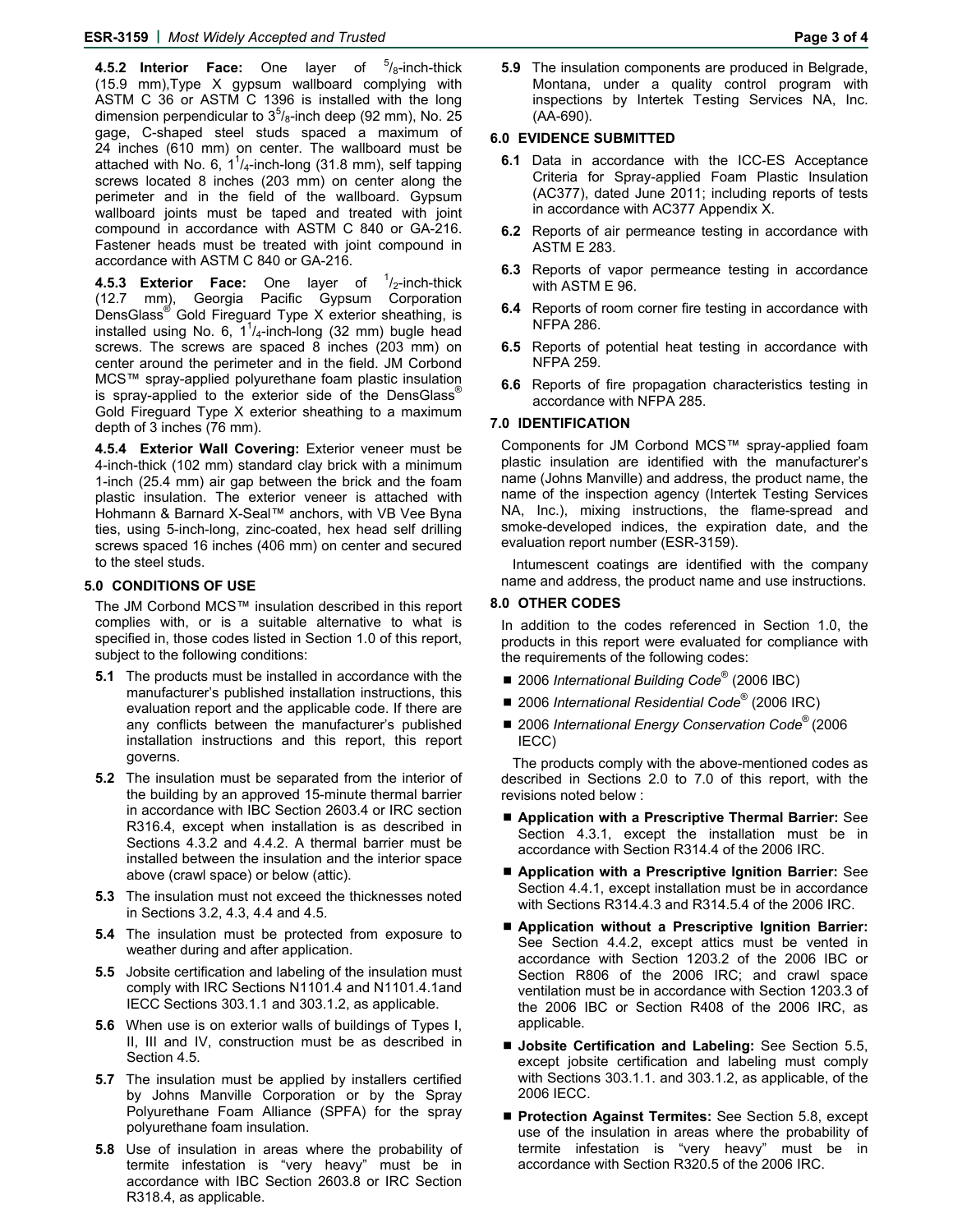**4.5.2 Interior Face:** One layer of $^5/_8$-inch-thick (15.9 mm),Type X gypsum wallboard complying with ASTM C 36 or ASTM C 1396 is installed with the long dimension perpendicular to $3^5/_8$-inch deep (92 mm), No. 25 gage, C-shaped steel studs spaced a maximum of 24 inches (610 mm) on center. The wallboard must be attached with No. 6, $1^1/_4$-inch-long (31.8 mm), self tapping screws located 8 inches (203 mm) on center along the perimeter and in the field of the wallboard. Gypsum wallboard joints must be taped and treated with joint compound in accordance with ASTM C 840 or GA-216. Fastener heads must be treated with joint compound in accordance with ASTM C 840 or GA-216.

**4.5.3 Exterior Face:** One layer of $^1/_2$-inch-thick (12.7 mm), Georgia Pacific Gypsum Corporation DensGlass® Gold Fireguard Type X exterior sheathing, is installed using No. 6, $1^1/_4$-inch-long (32 mm) bugle head screws. The screws are spaced 8 inches (203 mm) on center around the perimeter and in the field. JM Corbond MCS™ spray-applied polyurethane foam plastic insulation is spray-applied to the exterior side of the DensGlass® Gold Fireguard Type X exterior sheathing to a maximum depth of 3 inches (76 mm).

**4.5.4 Exterior Wall Covering:** Exterior veneer must be 4-inch-thick (102 mm) standard clay brick with a minimum 1-inch (25.4 mm) air gap between the brick and the foam plastic insulation. The exterior veneer is attached with Hohmann & Barnard X-Seal™ anchors, with VB Vee Byna ties, using 5-inch-long, zinc-coated, hex head self drilling screws spaced 16 inches (406 mm) on center and secured to the steel studs.

## 5.0 CONDITIONS OF USE

The JM Corbond MCS™ insulation described in this report complies with, or is a suitable alternative to what is specified in, those codes listed in Section 1.0 of this report, subject to the following conditions:

**5.1** The products must be installed in accordance with the manufacturer's published installation instructions, this evaluation report and the applicable code. If there are any conflicts between the manufacturer's published installation instructions and this report, this report governs.

**5.2** The insulation must be separated from the interior of the building by an approved 15-minute thermal barrier in accordance with IBC Section 2603.4 or IRC section R316.4, except when installation is as described in Sections 4.3.2 and 4.4.2. A thermal barrier must be installed between the insulation and the interior space above (crawl space) or below (attic).

**5.3** The insulation must not exceed the thicknesses noted in Sections 3.2, 4.3, 4.4 and 4.5.

**5.4** The insulation must be protected from exposure to weather during and after application.

**5.5** Jobsite certification and labeling of the insulation must comply with IRC Sections N1101.4 and N1101.4.1and IECC Sections 303.1.1 and 303.1.2, as applicable.

**5.6** When use is on exterior walls of buildings of Types I, II, III and IV, construction must be as described in Section 4.5.

**5.7** The insulation must be applied by installers certified by Johns Manville Corporation or by the Spray Polyurethane Foam Alliance (SPFA) for the spray polyurethane foam insulation.

**5.8** Use of insulation in areas where the probability of termite infestation is "very heavy" must be in accordance with IBC Section 2603.8 or IRC Section R318.4, as applicable.

**5.9** The insulation components are produced in Belgrade, Montana, under a quality control program with inspections by Intertek Testing Services NA, Inc. (AA-690).

## 6.0 EVIDENCE SUBMITTED

**6.1** Data in accordance with the ICC-ES Acceptance Criteria for Spray-applied Foam Plastic Insulation (AC377), dated June 2011; including reports of tests in accordance with AC377 Appendix X.

**6.2** Reports of air permeance testing in accordance with ASTM E 283.

**6.3** Reports of vapor permeance testing in accordance with ASTM E 96.

**6.4** Reports of room corner fire testing in accordance with NFPA 286.

**6.5** Reports of potential heat testing in accordance with NFPA 259.

**6.6** Reports of fire propagation characteristics testing in accordance with NFPA 285.

## 7.0 IDENTIFICATION

Components for JM Corbond MCS™ spray-applied foam plastic insulation are identified with the manufacturer's name (Johns Manville) and address, the product name, the name of the inspection agency (Intertek Testing Services NA, Inc.), mixing instructions, the flame-spread and smoke-developed indices, the expiration date, and the evaluation report number (ESR-3159).

Intumescent coatings are identified with the company name and address, the product name and use instructions.

## 8.0 OTHER CODES

In addition to the codes referenced in Section 1.0, the products in this report were evaluated for compliance with the requirements of the following codes:

- 2006 *International Building Code*® (2006 IBC)
- 2006 *International Residential Code*® (2006 IRC)
- 2006 *International Energy Conservation Code*® (2006 IECC)

The products comply with the above-mentioned codes as described in Sections 2.0 to 7.0 of this report, with the revisions noted below :

- **Application with a Prescriptive Thermal Barrier:** See Section 4.3.1, except the installation must be in accordance with Section R314.4 of the 2006 IRC.
- **Application with a Prescriptive Ignition Barrier:** See Section 4.4.1, except installation must be in accordance with Sections R314.4.3 and R314.5.4 of the 2006 IRC.
- **Application without a Prescriptive Ignition Barrier:** See Section 4.4.2, except attics must be vented in accordance with Section 1203.2 of the 2006 IBC or Section R806 of the 2006 IRC; and crawl space ventilation must be in accordance with Section 1203.3 of the 2006 IBC or Section R408 of the 2006 IRC, as applicable.
- **Jobsite Certification and Labeling:** See Section 5.5, except jobsite certification and labeling must comply with Sections 303.1.1. and 303.1.2, as applicable, of the 2006 IECC.
- **Protection Against Termites:** See Section 5.8, except use of the insulation in areas where the probability of termite infestation is "very heavy" must be in accordance with Section R320.5 of the 2006 IRC.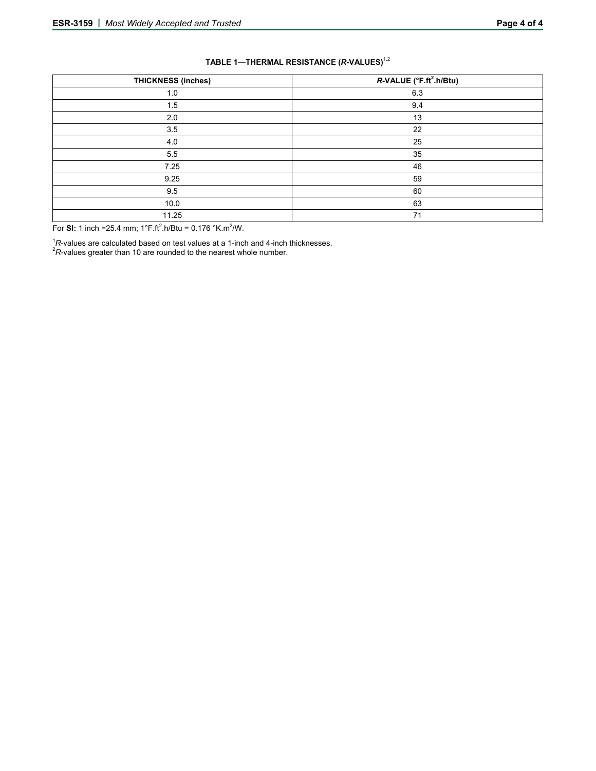**TABLE 1—THERMAL RESISTANCE (*R*-VALUES)**[1,2]

| THICKNESS (inches) | *R*-VALUE (°F.ft$^2$.h/Btu) |
| --- | --- |
| 1.0 | 6.3 |
| 1.5 | 9.4 |
| 2.0 | 13 |
| 3.5 | 22 |
| 4.0 | 25 |
| 5.5 | 35 |
| 7.25 | 46 |
| 9.25 | 59 |
| 9.5 | 60 |
| 10.0 | 63 |
| 11.25 | 71 |

For **SI:** 1 inch =25.4 mm; 1°F.ft$^2$.h/Btu = 0.176 °K.m$^2$/W.

[1]*R*-values are calculated based on test values at a 1-inch and 4-inch thicknesses.
[2]*R*-values greater than 10 are rounded to the nearest whole number.